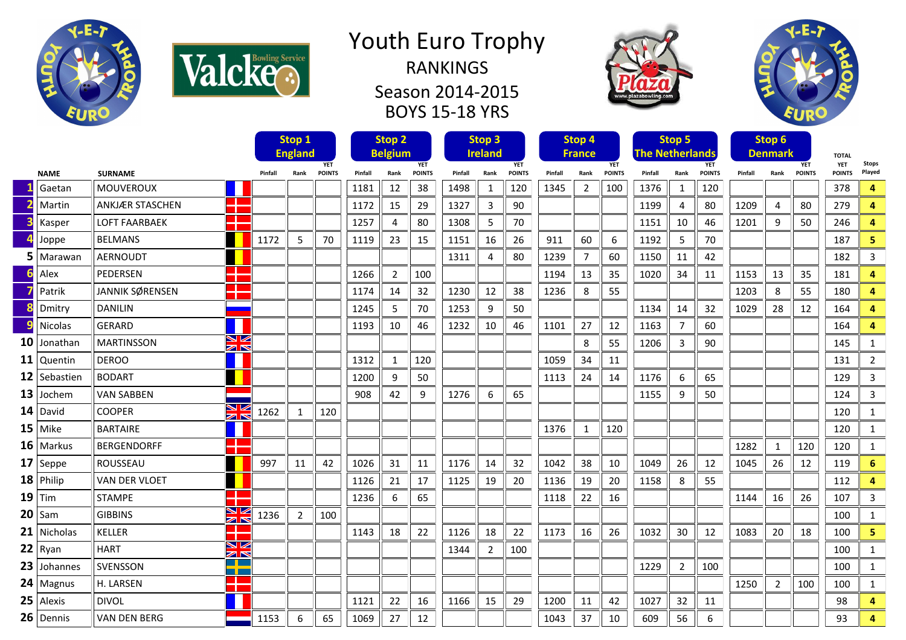# Youth Euro Trophy

## RANKINGS

## Season 2014-2015

## BOYS 15-18 YRS

| | NAME | SURNAME | Stop 1 England Pinfall | Rank | YET POINTS | Stop 2 Belgium Pinfall | Rank | YET POINTS | Stop 3 Ireland Pinfall | Rank | YET POINTS | Stop 4 France Pinfall | Rank | YET POINTS | Stop 5 The Netherlands Pinfall | Rank | YET POINTS | Stop 6 Denmark Pinfall | Rank | YET POINTS | TOTAL YET POINTS | Stops Played |
|---|---|---|---|---|---|---|---|---|---|---|---|---|---|---|---|---|---|---|---|---|---|---|
| 1 | Gaetan | MOUVEROUX | | | | 1181 | 12 | 38 | 1498 | 1 | 120 | 1345 | 2 | 100 | 1376 | 1 | 120 | | | | 378 | 4 |
| 2 | Martin | ANKJÆR STASCHEN | | | | 1172 | 15 | 29 | 1327 | 3 | 90 | | | | 1199 | 4 | 80 | 1209 | 4 | 80 | 279 | 4 |
| 3 | Kasper | LOFT FAARBAEK | | | | 1257 | 4 | 80 | 1308 | 5 | 70 | | | | 1151 | 10 | 46 | 1201 | 9 | 50 | 246 | 4 |
| 4 | Joppe | BELMANS | 1172 | 5 | 70 | 1119 | 23 | 15 | 1151 | 16 | 26 | 911 | 60 | 6 | 1192 | 5 | 70 | | | | 187 | 5 |
| 5 | Marawan | AERNOUDT | | | | | | | 1311 | 4 | 80 | 1239 | 7 | 60 | 1150 | 11 | 42 | | | | 182 | 3 |
| 6 | Alex | PEDERSEN | | | | 1266 | 2 | 100 | | | | 1194 | 13 | 35 | 1020 | 34 | 11 | 1153 | 13 | 35 | 181 | 4 |
| 7 | Patrik | JANNIK SØRENSEN | | | | 1174 | 14 | 32 | 1230 | 12 | 38 | 1236 | 8 | 55 | | | | 1203 | 8 | 55 | 180 | 4 |
| 8 | Dmitry | DANILIN | | | | 1245 | 5 | 70 | 1253 | 9 | 50 | | | | 1134 | 14 | 32 | 1029 | 28 | 12 | 164 | 4 |
| 9 | Nicolas | GERARD | | | | 1193 | 10 | 46 | 1232 | 10 | 46 | 1101 | 27 | 12 | 1163 | 7 | 60 | | | | 164 | 4 |
| 10 | Jonathan | MARTINSSON | | | | | | | | | | | 8 | 55 | 1206 | 3 | 90 | | | | 145 | 1 |
| 11 | Quentin | DEROO | | | | 1312 | 1 | 120 | | | | 1059 | 34 | 11 | | | | | | | 131 | 2 |
| 12 | Sebastien | BODART | | | | 1200 | 9 | 50 | | | | 1113 | 24 | 14 | 1176 | 6 | 65 | | | | 129 | 3 |
| 13 | Jochem | VAN SABBEN | | | | 908 | 42 | 9 | 1276 | 6 | 65 | | | | 1155 | 9 | 50 | | | | 124 | 3 |
| 14 | David | COOPER | 1262 | 1 | 120 | | | | | | | | | | | | | | | | 120 | 1 |
| 15 | Mike | BARTAIRE | | | | | | | | | | 1376 | 1 | 120 | | | | | | | 120 | 1 |
| 16 | Markus | BERGENDORFF | | | | | | | | | | | | | | | | 1282 | 1 | 120 | 120 | 1 |
| 17 | Seppe | ROUSSEAU | 997 | 11 | 42 | 1026 | 31 | 11 | 1176 | 14 | 32 | 1042 | 38 | 10 | 1049 | 26 | 12 | 1045 | 26 | 12 | 119 | 6 |
| 18 | Philip | VAN DER VLOET | | | | 1126 | 21 | 17 | 1125 | 19 | 20 | 1136 | 19 | 20 | 1158 | 8 | 55 | | | | 112 | 4 |
| 19 | Tim | STAMPE | | | | 1236 | 6 | 65 | | | | 1118 | 22 | 16 | | | | 1144 | 16 | 26 | 107 | 3 |
| 20 | Sam | GIBBINS | 1236 | 2 | 100 | | | | | | | | | | | | | | | | 100 | 1 |
| 21 | Nicholas | KELLER | | | | 1143 | 18 | 22 | 1126 | 18 | 22 | 1173 | 16 | 26 | 1032 | 30 | 12 | 1083 | 20 | 18 | 100 | 5 |
| 22 | Ryan | HART | | | | | | | 1344 | 2 | 100 | | | | | | | | | | 100 | 1 |
| 23 | Johannes | SVENSSON | | | | | | | | | | | | | 1229 | 2 | 100 | | | | 100 | 1 |
| 24 | Magnus | H. LARSEN | | | | | | | | | | | | | | | | 1250 | 2 | 100 | 100 | 1 |
| 25 | Alexis | DIVOL | | | | 1121 | 22 | 16 | 1166 | 15 | 29 | 1200 | 11 | 42 | 1027 | 32 | 11 | | | | 98 | 4 |
| 26 | Dennis | VAN DEN BERG | 1153 | 6 | 65 | 1069 | 27 | 12 | | | | 1043 | 37 | 10 | 609 | 56 | 6 | | | | 93 | 4 |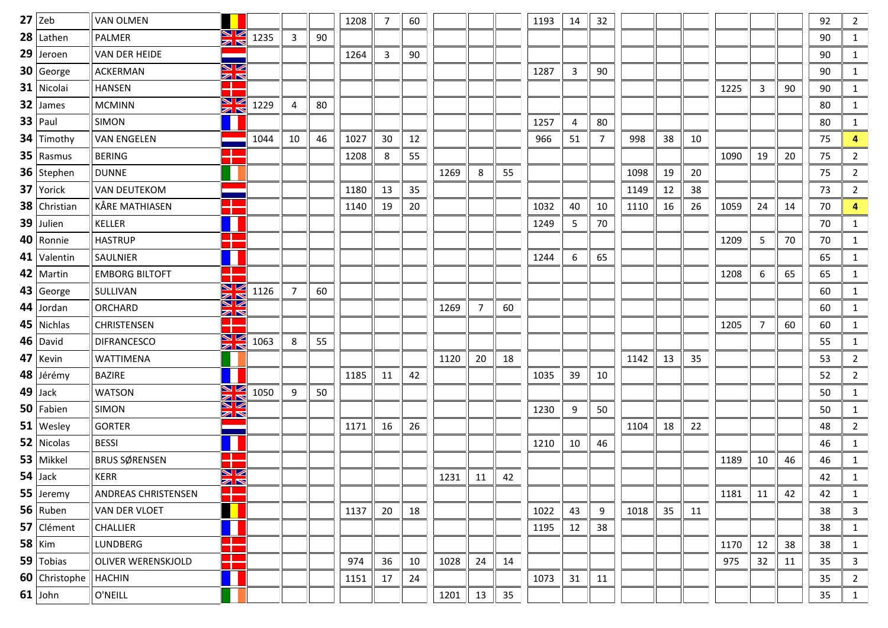| | | | | | | | | | | | | | | | | | | | | | | |
|---|---|---|---|---|---|---|---|---|---|---|---|---|---|---|---|---|---|---|---|---|---|---|
| 27 | Zeb | VAN OLMEN | | | | 1208 | 7 | 60 | | | | 1193 | 14 | 32 | | | | | | | 92 | 2 |
| 28 | Lathen | PALMER | 1235 | 3 | 90 | | | | | | | | | | | | | | | | 90 | 1 |
| 29 | Jeroen | VAN DER HEIDE | | | | 1264 | 3 | 90 | | | | | | | | | | | | | 90 | 1 |
| 30 | George | ACKERMAN | | | | | | | | | | 1287 | 3 | 90 | | | | | | | 90 | 1 |
| 31 | Nicolai | HANSEN | | | | | | | | | | | | | | | | 1225 | 3 | 90 | 90 | 1 |
| 32 | James | MCMINN | 1229 | 4 | 80 | | | | | | | | | | | | | | | | 80 | 1 |
| 33 | Paul | SIMON | | | | | | | | | | 1257 | 4 | 80 | | | | | | | 80 | 1 |
| 34 | Timothy | VAN ENGELEN | 1044 | 10 | 46 | 1027 | 30 | 12 | | | | 966 | 51 | 7 | 998 | 38 | 10 | | | | 75 | 4 |
| 35 | Rasmus | BERING | | | | 1208 | 8 | 55 | | | | | | | | | | 1090 | 19 | 20 | 75 | 2 |
| 36 | Stephen | DUNNE | | | | | | | 1269 | 8 | 55 | | | | 1098 | 19 | 20 | | | | 75 | 2 |
| 37 | Yorick | VAN DEUTEKOM | | | | 1180 | 13 | 35 | | | | | | | 1149 | 12 | 38 | | | | 73 | 2 |
| 38 | Christian | KÅRE MATHIASEN | | | | 1140 | 19 | 20 | | | | 1032 | 40 | 10 | 1110 | 16 | 26 | 1059 | 24 | 14 | 70 | 4 |
| 39 | Julien | KELLER | | | | | | | | | | 1249 | 5 | 70 | | | | | | | 70 | 1 |
| 40 | Ronnie | HASTRUP | | | | | | | | | | | | | | | | 1209 | 5 | 70 | 70 | 1 |
| 41 | Valentin | SAULNIER | | | | | | | | | | 1244 | 6 | 65 | | | | | | | 65 | 1 |
| 42 | Martin | EMBORG BILTOFT | | | | | | | | | | | | | | | | 1208 | 6 | 65 | 65 | 1 |
| 43 | George | SULLIVAN | 1126 | 7 | 60 | | | | | | | | | | | | | | | | 60 | 1 |
| 44 | Jordan | ORCHARD | | | | | | | 1269 | 7 | 60 | | | | | | | | | | 60 | 1 |
| 45 | Nichlas | CHRISTENSEN | | | | | | | | | | | | | | | | 1205 | 7 | 60 | 60 | 1 |
| 46 | David | DIFRANCESCO | 1063 | 8 | 55 | | | | | | | | | | | | | | | | 55 | 1 |
| 47 | Kevin | WATTIMENA | | | | | | | 1120 | 20 | 18 | | | | 1142 | 13 | 35 | | | | 53 | 2 |
| 48 | Jérémy | BAZIRE | | | | 1185 | 11 | 42 | | | | 1035 | 39 | 10 | | | | | | | 52 | 2 |
| 49 | Jack | WATSON | 1050 | 9 | 50 | | | | | | | | | | | | | | | | 50 | 1 |
| 50 | Fabien | SIMON | | | | | | | | | | 1230 | 9 | 50 | | | | | | | 50 | 1 |
| 51 | Wesley | GORTER | | | | 1171 | 16 | 26 | | | | | | | 1104 | 18 | 22 | | | | 48 | 2 |
| 52 | Nicolas | BESSI | | | | | | | | | | 1210 | 10 | 46 | | | | | | | 46 | 1 |
| 53 | Mikkel | BRUS SØRENSEN | | | | | | | | | | | | | | | | 1189 | 10 | 46 | 46 | 1 |
| 54 | Jack | KERR | | | | | | | 1231 | 11 | 42 | | | | | | | | | | 42 | 1 |
| 55 | Jeremy | ANDREAS CHRISTENSEN | | | | | | | | | | | | | | | | 1181 | 11 | 42 | 42 | 1 |
| 56 | Ruben | VAN DER VLOET | | | | 1137 | 20 | 18 | | | | 1022 | 43 | 9 | 1018 | 35 | 11 | | | | 38 | 3 |
| 57 | Clément | CHALLIER | | | | | | | | | | 1195 | 12 | 38 | | | | | | | 38 | 1 |
| 58 | Kim | LUNDBERG | | | | | | | | | | | | | | | | 1170 | 12 | 38 | 38 | 1 |
| 59 | Tobias | OLIVER WERENSKJOLD | | | | 974 | 36 | 10 | 1028 | 24 | 14 | | | | | | | 975 | 32 | 11 | 35 | 3 |
| 60 | Christophe | HACHIN | | | | 1151 | 17 | 24 | | | | 1073 | 31 | 11 | | | | | | | 35 | 2 |
| 61 | John | O'NEILL | | | | | | | 1201 | 13 | 35 | | | | | | | | | | 35 | 1 |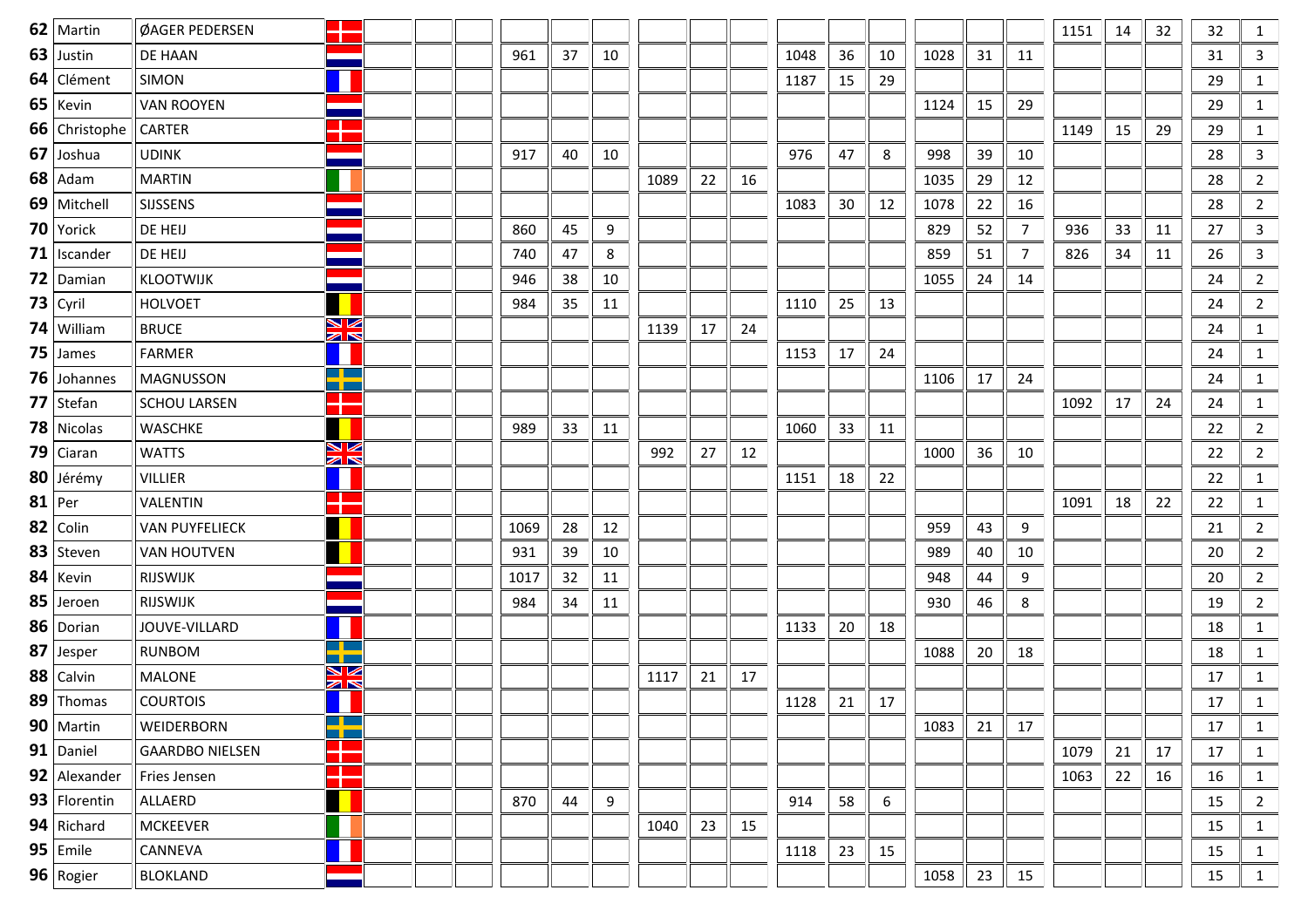| | | | | | | | | | | | | | | | | | | | | | | | |
|---|---|---|---|---|---|---|---|---|---|---|---|---|---|---|---|---|---|---|---|---|---|---|---|
| **62** | Martin | ØAGER PEDERSEN | | | | | | | | | | | | | | | | | 1151 | 14 | 32 | 32 | 1 |
| **63** | Justin | DE HAAN | | | | | 961 | 37 | 10 | | | | 1048 | 36 | 10 | 1028 | 31 | 11 | | | | 31 | 3 |
| **64** | Clément | SIMON | | | | | | | | | | | 1187 | 15 | 29 | | | | | | | 29 | 1 |
| **65** | Kevin | VAN ROOYEN | | | | | | | | | | | | | | 1124 | 15 | 29 | | | | 29 | 1 |
| **66** | Christophe | CARTER | | | | | | | | | | | | | | | | | 1149 | 15 | 29 | 29 | 1 |
| **67** | Joshua | UDINK | | | | | 917 | 40 | 10 | | | | 976 | 47 | 8 | 998 | 39 | 10 | | | | 28 | 3 |
| **68** | Adam | MARTIN | | | | | | | | 1089 | 22 | 16 | | | | 1035 | 29 | 12 | | | | 28 | 2 |
| **69** | Mitchell | SIJSSENS | | | | | | | | | | | 1083 | 30 | 12 | 1078 | 22 | 16 | | | | 28 | 2 |
| **70** | Yorick | DE HEIJ | | | | | 860 | 45 | 9 | | | | | | | 829 | 52 | 7 | 936 | 33 | 11 | 27 | 3 |
| **71** | Iscander | DE HEIJ | | | | | 740 | 47 | 8 | | | | | | | 859 | 51 | 7 | 826 | 34 | 11 | 26 | 3 |
| **72** | Damian | KLOOTWIJK | | | | | 946 | 38 | 10 | | | | | | | 1055 | 24 | 14 | | | | 24 | 2 |
| **73** | Cyril | HOLVOET | | | | | 984 | 35 | 11 | | | | 1110 | 25 | 13 | | | | | | | 24 | 2 |
| **74** | William | BRUCE | | | | | | | | 1139 | 17 | 24 | | | | | | | | | | 24 | 1 |
| **75** | James | FARMER | | | | | | | | | | | 1153 | 17 | 24 | | | | | | | 24 | 1 |
| **76** | Johannes | MAGNUSSON | | | | | | | | | | | | | | 1106 | 17 | 24 | | | | 24 | 1 |
| **77** | Stefan | SCHOU LARSEN | | | | | | | | | | | | | | | | | 1092 | 17 | 24 | 24 | 1 |
| **78** | Nicolas | WASCHKE | | | | | 989 | 33 | 11 | | | | 1060 | 33 | 11 | | | | | | | 22 | 2 |
| **79** | Ciaran | WATTS | | | | | | | | 992 | 27 | 12 | | | | 1000 | 36 | 10 | | | | 22 | 2 |
| **80** | Jérémy | VILLIER | | | | | | | | | | | 1151 | 18 | 22 | | | | | | | 22 | 1 |
| **81** | Per | VALENTIN | | | | | | | | | | | | | | | | | 1091 | 18 | 22 | 22 | 1 |
| **82** | Colin | VAN PUYFELIECK | | | | | 1069 | 28 | 12 | | | | | | | 959 | 43 | 9 | | | | 21 | 2 |
| **83** | Steven | VAN HOUTVEN | | | | | 931 | 39 | 10 | | | | | | | 989 | 40 | 10 | | | | 20 | 2 |
| **84** | Kevin | RIJSWIJK | | | | | 1017 | 32 | 11 | | | | | | | 948 | 44 | 9 | | | | 20 | 2 |
| **85** | Jeroen | RIJSWIJK | | | | | 984 | 34 | 11 | | | | | | | 930 | 46 | 8 | | | | 19 | 2 |
| **86** | Dorian | JOUVE-VILLARD | | | | | | | | | | | 1133 | 20 | 18 | | | | | | | 18 | 1 |
| **87** | Jesper | RUNBOM | | | | | | | | | | | | | | 1088 | 20 | 18 | | | | 18 | 1 |
| **88** | Calvin | MALONE | | | | | | | | 1117 | 21 | 17 | | | | | | | | | | 17 | 1 |
| **89** | Thomas | COURTOIS | | | | | | | | | | | 1128 | 21 | 17 | | | | | | | 17 | 1 |
| **90** | Martin | WEIDERBORN | | | | | | | | | | | | | | 1083 | 21 | 17 | | | | 17 | 1 |
| **91** | Daniel | GAARDBO NIELSEN | | | | | | | | | | | | | | | | | 1079 | 21 | 17 | 17 | 1 |
| **92** | Alexander | Fries Jensen | | | | | | | | | | | | | | | | | 1063 | 22 | 16 | 16 | 1 |
| **93** | Florentin | ALLAERD | | | | | 870 | 44 | 9 | | | | 914 | 58 | 6 | | | | | | | 15 | 2 |
| **94** | Richard | MCKEEVER | | | | | | | | 1040 | 23 | 15 | | | | | | | | | | 15 | 1 |
| **95** | Emile | CANNEVA | | | | | | | | | | | 1118 | 23 | 15 | | | | | | | 15 | 1 |
| **96** | Rogier | BLOKLAND | | | | | | | | | | | | | | 1058 | 23 | 15 | | | | 15 | 1 |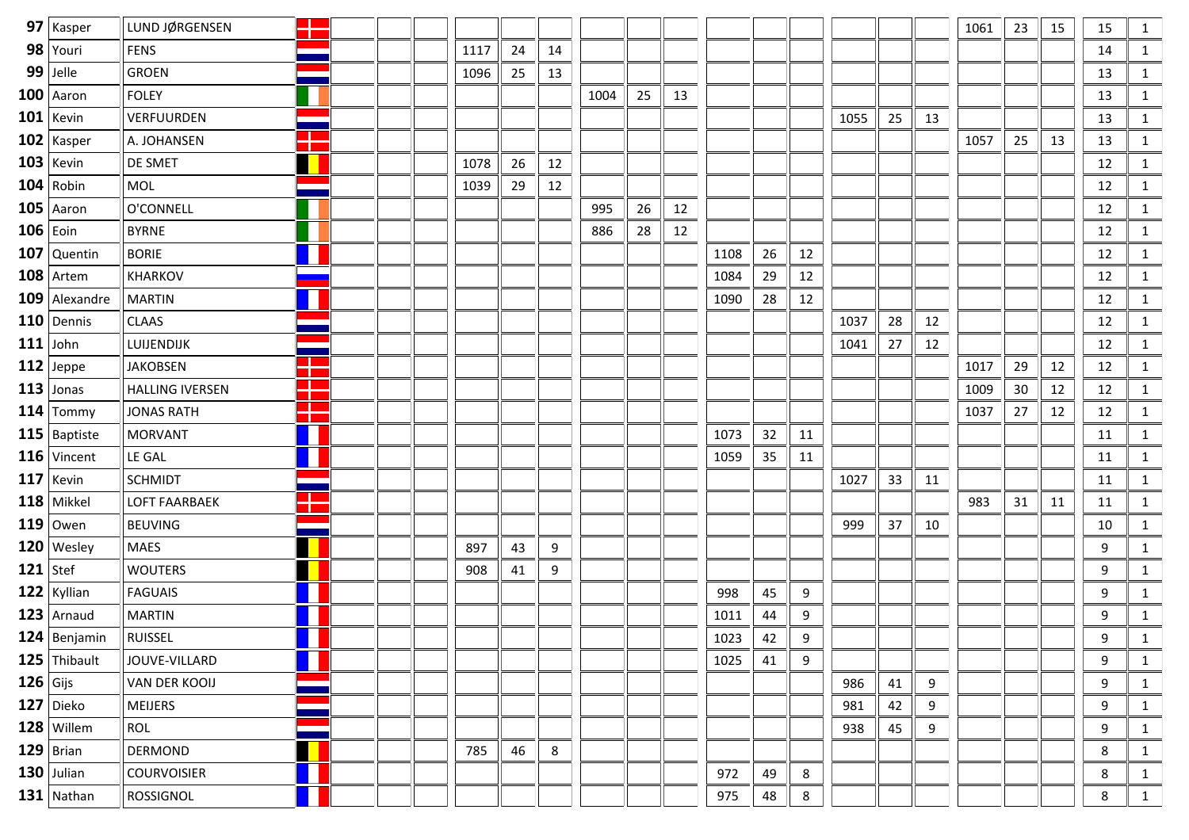| | | | | | | | | | | | | | | | | | | | | | | | |
|---|---|---|---|---|---|---|---|---|---|---|---|---|---|---|---|---|---|---|---|---|---|---|---|
| **97** | Kasper | LUND JØRGENSEN | | | | | | | | | | | | | | | | | 1061 | 23 | 15 | 15 | 1 |
| **98** | Youri | FENS | | | | | 1117 | 24 | 14 | | | | | | | | | | | | | 14 | 1 |
| **99** | Jelle | GROEN | | | | | 1096 | 25 | 13 | | | | | | | | | | | | | 13 | 1 |
| **100** | Aaron | FOLEY | | | | | | | | 1004 | 25 | 13 | | | | | | | | | | 13 | 1 |
| **101** | Kevin | VERFUURDEN | | | | | | | | | | | | | | 1055 | 25 | 13 | | | | 13 | 1 |
| **102** | Kasper | A. JOHANSEN | | | | | | | | | | | | | | | | | 1057 | 25 | 13 | 13 | 1 |
| **103** | Kevin | DE SMET | | | | | 1078 | 26 | 12 | | | | | | | | | | | | | 12 | 1 |
| **104** | Robin | MOL | | | | | 1039 | 29 | 12 | | | | | | | | | | | | | 12 | 1 |
| **105** | Aaron | O'CONNELL | | | | | | | | 995 | 26 | 12 | | | | | | | | | | 12 | 1 |
| **106** | Eoin | BYRNE | | | | | | | | 886 | 28 | 12 | | | | | | | | | | 12 | 1 |
| **107** | Quentin | BORIE | | | | | | | | | | | 1108 | 26 | 12 | | | | | | | 12 | 1 |
| **108** | Artem | KHARKOV | | | | | | | | | | | 1084 | 29 | 12 | | | | | | | 12 | 1 |
| **109** | Alexandre | MARTIN | | | | | | | | | | | 1090 | 28 | 12 | | | | | | | 12 | 1 |
| **110** | Dennis | CLAAS | | | | | | | | | | | | | | 1037 | 28 | 12 | | | | 12 | 1 |
| **111** | John | LUIJENDIJK | | | | | | | | | | | | | | 1041 | 27 | 12 | | | | 12 | 1 |
| **112** | Jeppe | JAKOBSEN | | | | | | | | | | | | | | | | | 1017 | 29 | 12 | 12 | 1 |
| **113** | Jonas | HALLING IVERSEN | | | | | | | | | | | | | | | | | 1009 | 30 | 12 | 12 | 1 |
| **114** | Tommy | JONAS RATH | | | | | | | | | | | | | | | | | 1037 | 27 | 12 | 12 | 1 |
| **115** | Baptiste | MORVANT | | | | | | | | | | | 1073 | 32 | 11 | | | | | | | 11 | 1 |
| **116** | Vincent | LE GAL | | | | | | | | | | | 1059 | 35 | 11 | | | | | | | 11 | 1 |
| **117** | Kevin | SCHMIDT | | | | | | | | | | | | | | 1027 | 33 | 11 | | | | 11 | 1 |
| **118** | Mikkel | LOFT FAARBAEK | | | | | | | | | | | | | | | | | 983 | 31 | 11 | 11 | 1 |
| **119** | Owen | BEUVING | | | | | | | | | | | | | | 999 | 37 | 10 | | | | 10 | 1 |
| **120** | Wesley | MAES | | | | | 897 | 43 | 9 | | | | | | | | | | | | | 9 | 1 |
| **121** | Stef | WOUTERS | | | | | 908 | 41 | 9 | | | | | | | | | | | | | 9 | 1 |
| **122** | Kyllian | FAGUAIS | | | | | | | | | | | 998 | 45 | 9 | | | | | | | 9 | 1 |
| **123** | Arnaud | MARTIN | | | | | | | | | | | 1011 | 44 | 9 | | | | | | | 9 | 1 |
| **124** | Benjamin | RUISSEL | | | | | | | | | | | 1023 | 42 | 9 | | | | | | | 9 | 1 |
| **125** | Thibault | JOUVE-VILLARD | | | | | | | | | | | 1025 | 41 | 9 | | | | | | | 9 | 1 |
| **126** | Gijs | VAN DER KOOIJ | | | | | | | | | | | | | | 986 | 41 | 9 | | | | 9 | 1 |
| **127** | Dieko | MEIJERS | | | | | | | | | | | | | | 981 | 42 | 9 | | | | 9 | 1 |
| **128** | Willem | ROL | | | | | | | | | | | | | | 938 | 45 | 9 | | | | 9 | 1 |
| **129** | Brian | DERMOND | | | | | 785 | 46 | 8 | | | | | | | | | | | | | 8 | 1 |
| **130** | Julian | COURVOISIER | | | | | | | | | | | 972 | 49 | 8 | | | | | | | 8 | 1 |
| **131** | Nathan | ROSSIGNOL | | | | | | | | | | | 975 | 48 | 8 | | | | | | | 8 | 1 |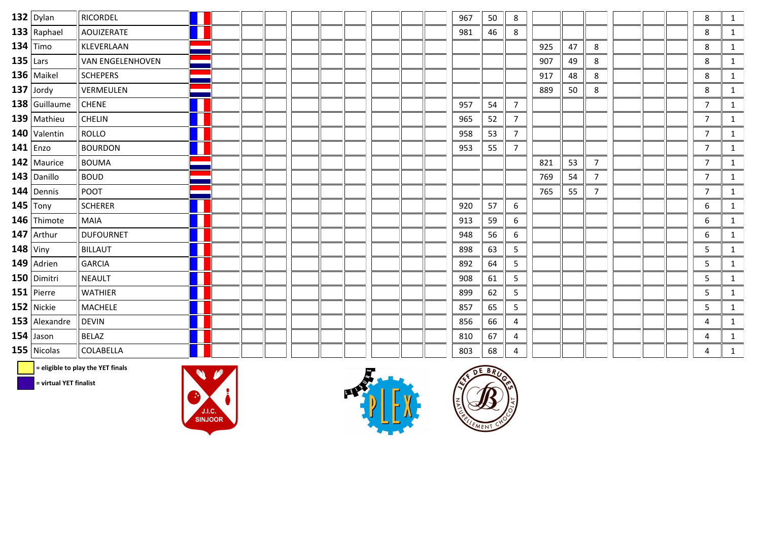| | | | | | | | | | | | | | | | | | | | | | | | |
|---|---|---|---|---|---|---|---|---|---|---|---|---|---|---|---|---|---|---|---|---|---|---|---|
| **132** | Dylan | RICORDEL | | | | | | | | | | | | 967 | 50 | 8 | | | | | | 8 | 1 |
| **133** | Raphael | AOUIZERATE | | | | | | | | | | | | 981 | 46 | 8 | | | | | | 8 | 1 |
| **134** | Timo | KLEVERLAAN | | | | | | | | | | | | | | | 925 | 47 | 8 | | | 8 | 1 |
| **135** | Lars | VAN ENGELENHOVEN | | | | | | | | | | | | | | | 907 | 49 | 8 | | | 8 | 1 |
| **136** | Maikel | SCHEPERS | | | | | | | | | | | | | | | 917 | 48 | 8 | | | 8 | 1 |
| **137** | Jordy | VERMEULEN | | | | | | | | | | | | | | | 889 | 50 | 8 | | | 8 | 1 |
| **138** | Guillaume | CHENE | | | | | | | | | | | | 957 | 54 | 7 | | | | | | 7 | 1 |
| **139** | Mathieu | CHELIN | | | | | | | | | | | | 965 | 52 | 7 | | | | | | 7 | 1 |
| **140** | Valentin | ROLLO | | | | | | | | | | | | 958 | 53 | 7 | | | | | | 7 | 1 |
| **141** | Enzo | BOURDON | | | | | | | | | | | | 953 | 55 | 7 | | | | | | 7 | 1 |
| **142** | Maurice | BOUMA | | | | | | | | | | | | | | | 821 | 53 | 7 | | | 7 | 1 |
| **143** | Danillo | BOUD | | | | | | | | | | | | | | | 769 | 54 | 7 | | | 7 | 1 |
| **144** | Dennis | POOT | | | | | | | | | | | | | | | 765 | 55 | 7 | | | 7 | 1 |
| **145** | Tony | SCHERER | | | | | | | | | | | | 920 | 57 | 6 | | | | | | 6 | 1 |
| **146** | Thimote | MAIA | | | | | | | | | | | | 913 | 59 | 6 | | | | | | 6 | 1 |
| **147** | Arthur | DUFOURNET | | | | | | | | | | | | 948 | 56 | 6 | | | | | | 6 | 1 |
| **148** | Viny | BILLAUT | | | | | | | | | | | | 898 | 63 | 5 | | | | | | 5 | 1 |
| **149** | Adrien | GARCIA | | | | | | | | | | | | 892 | 64 | 5 | | | | | | 5 | 1 |
| **150** | Dimitri | NEAULT | | | | | | | | | | | | 908 | 61 | 5 | | | | | | 5 | 1 |
| **151** | Pierre | WATHIER | | | | | | | | | | | | 899 | 62 | 5 | | | | | | 5 | 1 |
| **152** | Nickie | MACHELE | | | | | | | | | | | | 857 | 65 | 5 | | | | | | 5 | 1 |
| **153** | Alexandre | DEVIN | | | | | | | | | | | | 856 | 66 | 4 | | | | | | 4 | 1 |
| **154** | Jason | BELAZ | | | | | | | | | | | | 810 | 67 | 4 | | | | | | 4 | 1 |
| **155** | Nicolas | COLABELLA | | | | | | | | | | | | 803 | 68 | 4 | | | | | | 4 | 1 |

**= eligible to play the YET finals**

**= virtual YET finalist**